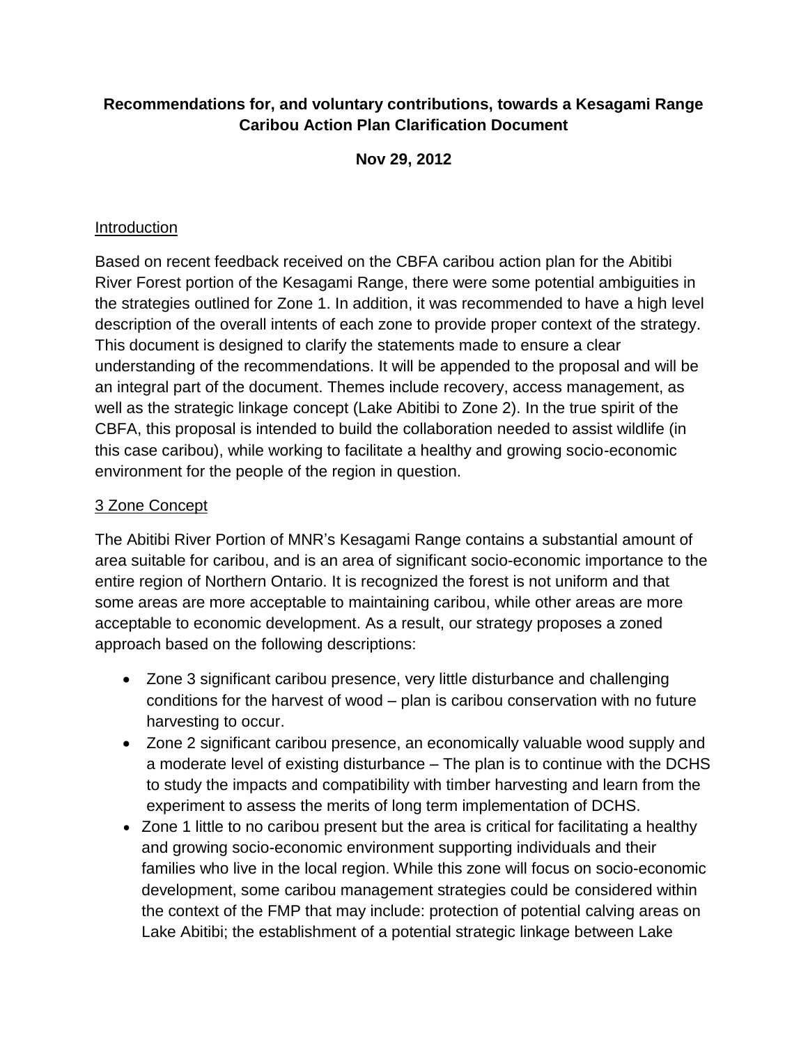**Recommendations for, and voluntary contributions, towards a Kesagami Range Caribou Action Plan Clarification Document**

**Nov 29, 2012**

## Introduction

Based on recent feedback received on the CBFA caribou action plan for the Abitibi River Forest portion of the Kesagami Range, there were some potential ambiguities in the strategies outlined for Zone 1. In addition, it was recommended to have a high level description of the overall intents of each zone to provide proper context of the strategy. This document is designed to clarify the statements made to ensure a clear understanding of the recommendations. It will be appended to the proposal and will be an integral part of the document. Themes include recovery, access management, as well as the strategic linkage concept (Lake Abitibi to Zone 2). In the true spirit of the CBFA, this proposal is intended to build the collaboration needed to assist wildlife (in this case caribou), while working to facilitate a healthy and growing socio-economic environment for the people of the region in question.

## 3 Zone Concept

The Abitibi River Portion of MNR's Kesagami Range contains a substantial amount of area suitable for caribou, and is an area of significant socio-economic importance to the entire region of Northern Ontario. It is recognized the forest is not uniform and that some areas are more acceptable to maintaining caribou, while other areas are more acceptable to economic development. As a result, our strategy proposes a zoned approach based on the following descriptions:

- Zone 3 significant caribou presence, very little disturbance and challenging conditions for the harvest of wood – plan is caribou conservation with no future harvesting to occur.
- Zone 2 significant caribou presence, an economically valuable wood supply and a moderate level of existing disturbance – The plan is to continue with the DCHS to study the impacts and compatibility with timber harvesting and learn from the experiment to assess the merits of long term implementation of DCHS.
- Zone 1 little to no caribou present but the area is critical for facilitating a healthy and growing socio-economic environment supporting individuals and their families who live in the local region. While this zone will focus on socio-economic development, some caribou management strategies could be considered within the context of the FMP that may include: protection of potential calving areas on Lake Abitibi; the establishment of a potential strategic linkage between Lake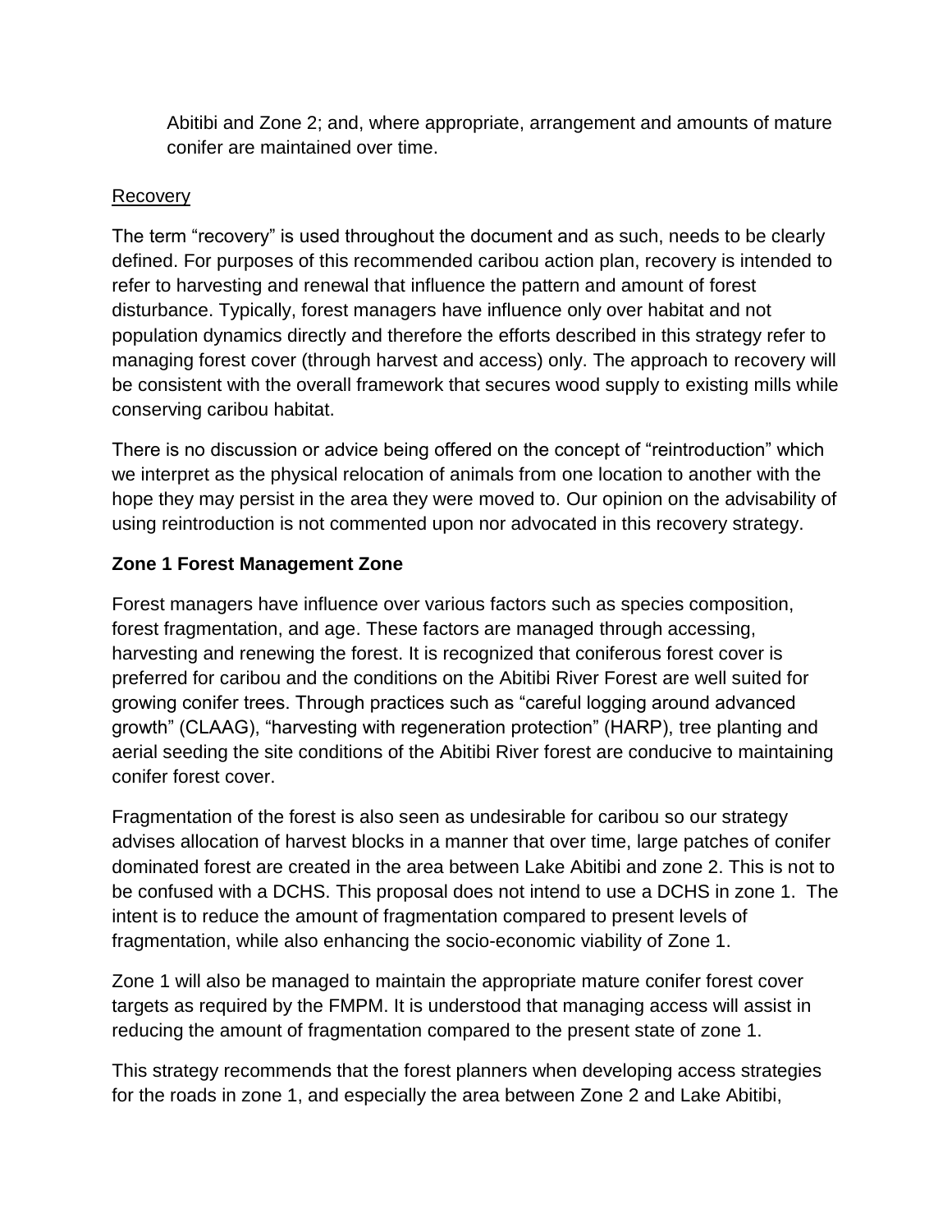Abitibi and Zone 2; and, where appropriate, arrangement and amounts of mature conifer are maintained over time.

Recovery

The term "recovery" is used throughout the document and as such, needs to be clearly defined. For purposes of this recommended caribou action plan, recovery is intended to refer to harvesting and renewal that influence the pattern and amount of forest disturbance. Typically, forest managers have influence only over habitat and not population dynamics directly and therefore the efforts described in this strategy refer to managing forest cover (through harvest and access) only. The approach to recovery will be consistent with the overall framework that secures wood supply to existing mills while conserving caribou habitat.

There is no discussion or advice being offered on the concept of "reintroduction" which we interpret as the physical relocation of animals from one location to another with the hope they may persist in the area they were moved to. Our opinion on the advisability of using reintroduction is not commented upon nor advocated in this recovery strategy.

**Zone 1 Forest Management Zone**

Forest managers have influence over various factors such as species composition, forest fragmentation, and age. These factors are managed through accessing, harvesting and renewing the forest. It is recognized that coniferous forest cover is preferred for caribou and the conditions on the Abitibi River Forest are well suited for growing conifer trees. Through practices such as "careful logging around advanced growth" (CLAAG), "harvesting with regeneration protection" (HARP), tree planting and aerial seeding the site conditions of the Abitibi River forest are conducive to maintaining conifer forest cover.

Fragmentation of the forest is also seen as undesirable for caribou so our strategy advises allocation of harvest blocks in a manner that over time, large patches of conifer dominated forest are created in the area between Lake Abitibi and zone 2. This is not to be confused with a DCHS. This proposal does not intend to use a DCHS in zone 1. The intent is to reduce the amount of fragmentation compared to present levels of fragmentation, while also enhancing the socio-economic viability of Zone 1.

Zone 1 will also be managed to maintain the appropriate mature conifer forest cover targets as required by the FMPM. It is understood that managing access will assist in reducing the amount of fragmentation compared to the present state of zone 1.

This strategy recommends that the forest planners when developing access strategies for the roads in zone 1, and especially the area between Zone 2 and Lake Abitibi,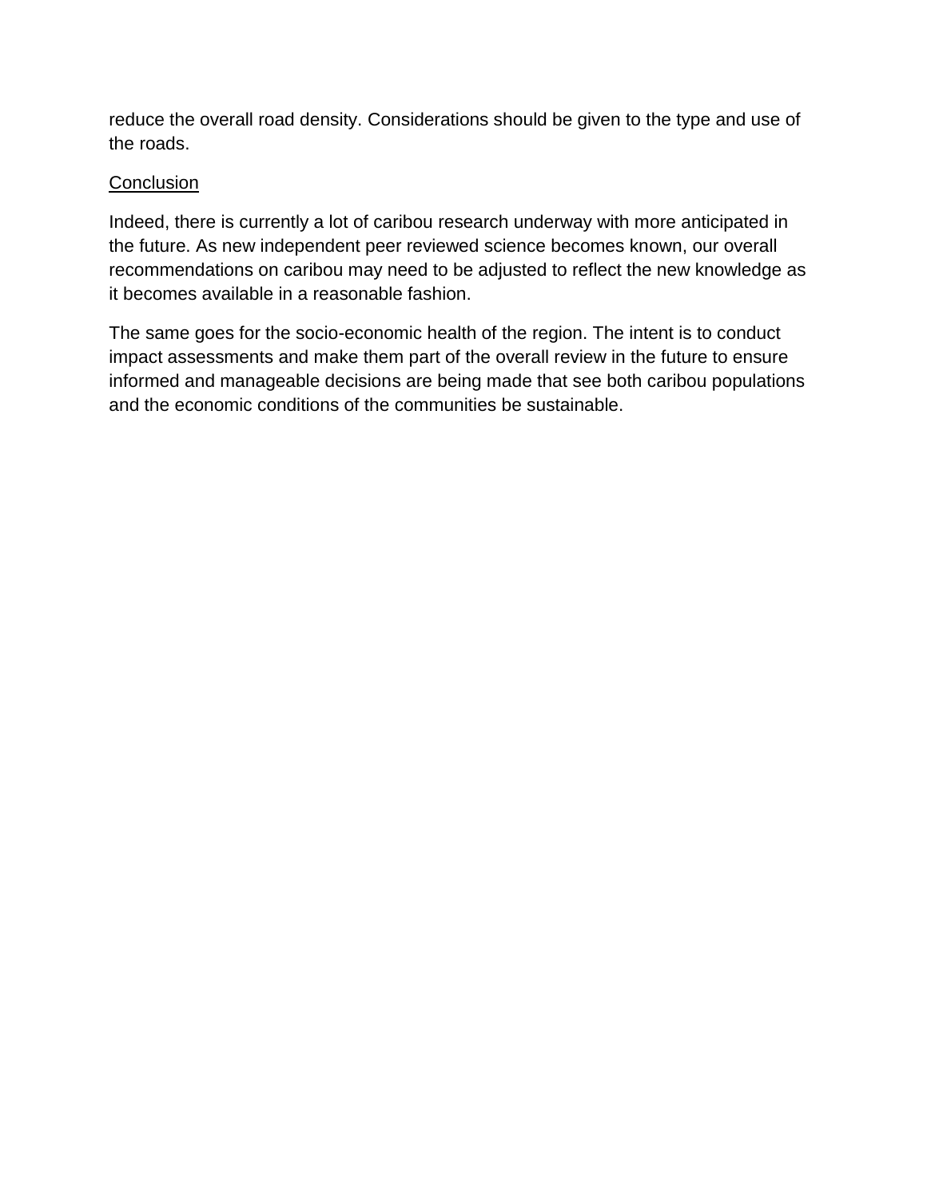reduce the overall road density. Considerations should be given to the type and use of the roads.

## Conclusion

Indeed, there is currently a lot of caribou research underway with more anticipated in the future. As new independent peer reviewed science becomes known, our overall recommendations on caribou may need to be adjusted to reflect the new knowledge as it becomes available in a reasonable fashion.

The same goes for the socio-economic health of the region. The intent is to conduct impact assessments and make them part of the overall review in the future to ensure informed and manageable decisions are being made that see both caribou populations and the economic conditions of the communities be sustainable.